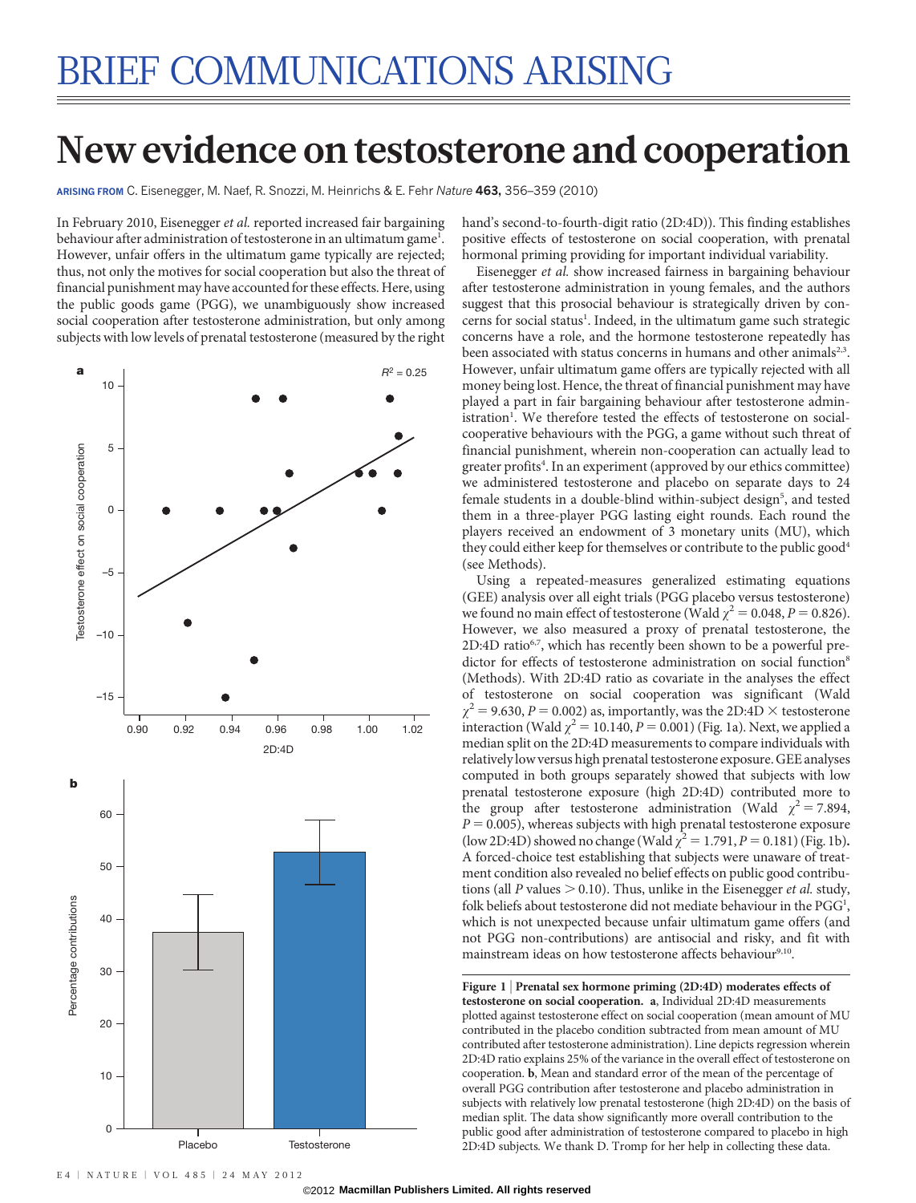# New evidence on testosterone and cooperation

**ARISING FROM** C. Eisenegger, M. Naef, R. Snozzi, M. Heinrichs & E. Fehr *Nature* **463,** 356–359 (2010)

In February 2010, Eisenegger *et al.* reported increased fair bargaining behaviour after administration of testosterone in an ultimatum game[1]. However, unfair offers in the ultimatum game typically are rejected; thus, not only the motives for social cooperation but also the threat of financial punishment may have accounted for these effects. Here, using the public goods game (PGG), we unambiguously show increased social cooperation after testosterone administration, but only among subjects with low levels of prenatal testosterone (measured by the right hand's second-to-fourth-digit ratio (2D:4D)). This finding establishes positive effects of testosterone on social cooperation, with prenatal hormonal priming providing for important individual variability.

Eisenegger *et al.* show increased fairness in bargaining behaviour after testosterone administration in young females, and the authors suggest that this prosocial behaviour is strategically driven by concerns for social status[1]. Indeed, in the ultimatum game such strategic concerns have a role, and the hormone testosterone repeatedly has been associated with status concerns in humans and other animals[2,3]. However, unfair ultimatum game offers are typically rejected with all money being lost. Hence, the threat of financial punishment may have played a part in fair bargaining behaviour after testosterone administration[1]. We therefore tested the effects of testosterone on social-cooperative behaviours with the PGG, a game without such threat of financial punishment, wherein non-cooperation can actually lead to greater profits[4]. In an experiment (approved by our ethics committee) we administered testosterone and placebo on separate days to 24 female students in a double-blind within-subject design[5], and tested them in a three-player PGG lasting eight rounds. Each round the players received an endowment of 3 monetary units (MU), which they could either keep for themselves or contribute to the public good[4] (see Methods).

Using a repeated-measures generalized estimating equations (GEE) analysis over all eight trials (PGG placebo versus testosterone) we found no main effect of testosterone (Wald $\chi^2 = 0.048$, $P = 0.826$). However, we also measured a proxy of prenatal testosterone, the 2D:4D ratio[6,7], which has recently been shown to be a powerful predictor for effects of testosterone administration on social function[8] (Methods). With 2D:4D ratio as covariate in the analyses the effect of testosterone on social cooperation was significant (Wald $\chi^2 = 9.630$, $P = 0.002$) as, importantly, was the 2D:4D × testosterone interaction (Wald $\chi^2 = 10.140$, $P = 0.001$) (Fig. 1a). Next, we applied a median split on the 2D:4D measurements to compare individuals with relatively low versus high prenatal testosterone exposure. GEE analyses computed in both groups separately showed that subjects with low prenatal testosterone exposure (high 2D:4D) contributed more to the group after testosterone administration (Wald $\chi^2 = 7.894$, $P = 0.005$), whereas subjects with high prenatal testosterone exposure (low 2D:4D) showed no change (Wald $\chi^2 = 1.791$, $P = 0.181$) (Fig. 1b). A forced-choice test establishing that subjects were unaware of treatment condition also revealed no belief effects on public good contributions (all $P$ values $> 0.10$). Thus, unlike in the Eisenegger *et al.* study, folk beliefs about testosterone did not mediate behaviour in the PGG[1], which is not unexpected because unfair ultimatum game offers (and not PGG non-contributions) are antisocial and risky, and fit with mainstream ideas on how testosterone affects behaviour[9,10].

**Figure 1 | Prenatal sex hormone priming (2D:4D) moderates effects of testosterone on social cooperation. a**, Individual 2D:4D measurements plotted against testosterone effect on social cooperation (mean amount of MU contributed in the placebo condition subtracted from mean amount of MU contributed after testosterone administration). Line depicts regression wherein 2D:4D ratio explains 25% of the variance in the overall effect of testosterone on cooperation. **b**, Mean and standard error of the mean of the percentage of overall PGG contribution after testosterone and placebo administration in subjects with relatively low prenatal testosterone (high 2D:4D) on the basis of median split. The data show significantly more overall contribution to the public good after administration of testosterone compared to placebo in high 2D:4D subjects. We thank D. Tromp for her help in collecting these data.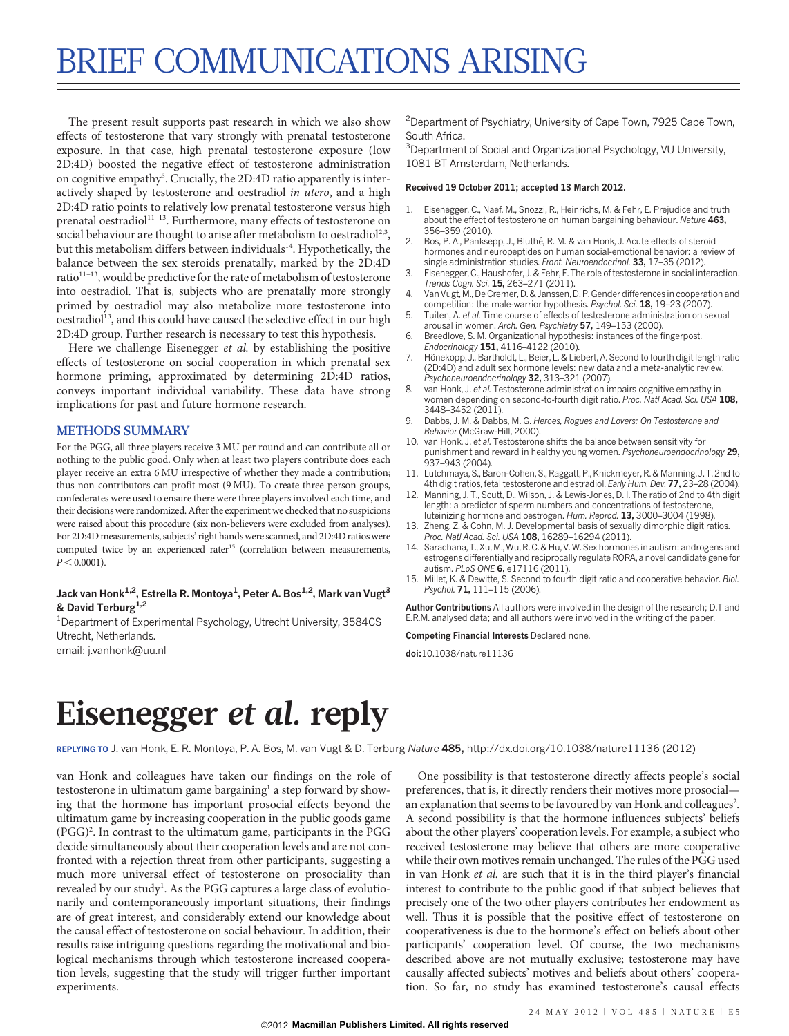The present result supports past research in which we also show effects of testosterone that vary strongly with prenatal testosterone exposure. In that case, high prenatal testosterone exposure (low 2D:4D) boosted the negative effect of testosterone administration on cognitive empathy[8]. Crucially, the 2D:4D ratio apparently is interactively shaped by testosterone and oestradiol *in utero*, and a high 2D:4D ratio points to relatively low prenatal testosterone versus high prenatal oestradiol[11–13]. Furthermore, many effects of testosterone on social behaviour are thought to arise after metabolism to oestradiol[2,3], but this metabolism differs between individuals[14]. Hypothetically, the balance between the sex steroids prenatally, marked by the 2D:4D ratio[11–13], would be predictive for the rate of metabolism of testosterone into oestradiol. That is, subjects who are prenatally more strongly primed by oestradiol may also metabolize more testosterone into oestradiol[13], and this could have caused the selective effect in our high 2D:4D group. Further research is necessary to test this hypothesis.

Here we challenge Eisenegger *et al.* by establishing the positive effects of testosterone on social cooperation in which prenatal sex hormone priming, approximated by determining 2D:4D ratios, conveys important individual variability. These data have strong implications for past and future hormone research.

## METHODS SUMMARY

For the PGG, all three players receive 3 MU per round and can contribute all or nothing to the public good. Only when at least two players contribute does each player receive an extra 6 MU irrespective of whether they made a contribution; thus non-contributors can profit most (9 MU). To create three-person groups, confederates were used to ensure there were three players involved each time, and their decisions were randomized. After the experiment we checked that no suspicions were raised about this procedure (six non-believers were excluded from analyses). For 2D:4D measurements, subjects' right hands were scanned, and 2D:4D ratios were computed twice by an experienced rater[15] (correlation between measurements, $P < 0.0001$).

**Jack van Honk[1,2], Estrella R. Montoya[1], Peter A. Bos[1,2], Mark van Vugt[3] & David Terburg[1,2]**

[1]Department of Experimental Psychology, Utrecht University, 3584CS Utrecht, Netherlands.
email: j.vanhonk@uu.nl

[2]Department of Psychiatry, University of Cape Town, 7925 Cape Town, South Africa.

[3]Department of Social and Organizational Psychology, VU University, 1081 BT Amsterdam, Netherlands.

**Received 19 October 2011; accepted 13 March 2012.**

1. Eisenegger, C., Naef, M., Snozzi, R., Heinrichs, M. & Fehr, E. Prejudice and truth about the effect of testosterone on human bargaining behaviour. *Nature* **463,** 356–359 (2010).
2. Bos, P. A., Panksepp, J., Bluthé, R. M. & van Honk, J. Acute effects of steroid hormones and neuropeptides on human social-emotional behavior: a review of single administration studies. *Front. Neuroendocrinol.* **33,** 17–35 (2012).
3. Eisenegger, C., Haushofer, J. & Fehr, E. The role of testosterone in social interaction. *Trends Cogn. Sci.* **15,** 263–271 (2011).
4. Van Vugt, M., De Cremer, D. & Janssen, D. P. Gender differences in cooperation and competition: the male-warrior hypothesis. *Psychol. Sci.* **18,** 19–23 (2007).
5. Tuiten, A. *et al.* Time course of effects of testosterone administration on sexual arousal in women. *Arch. Gen. Psychiatry* **57,** 149–153 (2000).
6. Breedlove, S. M. Organizational hypothesis: instances of the fingerpost. *Endocrinology* **151,** 4116–4122 (2010).
7. Hönekopp, J., Bartholdt, L., Beier, L. & Liebert, A. Second to fourth digit length ratio (2D:4D) and adult sex hormone levels: new data and a meta-analytic review. *Psychoneuroendocrinology* **32,** 313–321 (2007).
8. van Honk, J. *et al.* Testosterone administration impairs cognitive empathy in women depending on second-to-fourth digit ratio. *Proc. Natl Acad. Sci. USA* **108,** 3448–3452 (2011).
9. Dabbs, J. M. & Dabbs, M. G. *Heroes, Rogues and Lovers: On Testosterone and Behavior* (McGraw-Hill, 2000).
10. van Honk, J. *et al.* Testosterone shifts the balance between sensitivity for punishment and reward in healthy young women. *Psychoneuroendocrinology* **29,** 937–943 (2004).
11. Lutchmaya, S., Baron-Cohen, S., Raggatt, P., Knickmeyer, R. & Manning, J. T. 2nd to 4th digit ratios, fetal testosterone and estradiol. *Early Hum. Dev.* **77,** 23–28 (2004).
12. Manning, J. T., Scutt, D., Wilson, J. & Lewis-Jones, D. I. The ratio of 2nd to 4th digit length: a predictor of sperm numbers and concentrations of testosterone, luteinizing hormone and oestrogen. *Hum. Reprod.* **13,** 3000–3004 (1998).
13. Zheng, Z. & Cohn, M. J. Developmental basis of sexually dimorphic digit ratios. *Proc. Natl Acad. Sci. USA* **108,** 16289–16294 (2011).
14. Sarachana, T., Xu, M., Wu, R. C. & Hu, V. W. Sex hormones in autism: androgens and estrogens differentially and reciprocally regulate RORA, a novel candidate gene for autism. *PLoS ONE* **6,** e17116 (2011).
15. Millet, K. & Dewitte, S. Second to fourth digit ratio and cooperative behavior. *Biol. Psychol.* **71,** 111–115 (2006).

**Author Contributions** All authors were involved in the design of the research; D.T and E.R.M. analysed data; and all authors were involved in the writing of the paper.

**Competing Financial Interests** Declared none.

**doi:**10.1038/nature11136

# Eisenegger *et al.* reply

**REPLYING TO** J. van Honk, E. R. Montoya, P. A. Bos, M. van Vugt & D. Terburg *Nature* **485,** http://dx.doi.org/10.1038/nature11136 (2012)

van Honk and colleagues have taken our findings on the role of testosterone in ultimatum game bargaining[1] a step forward by showing that the hormone has important prosocial effects beyond the ultimatum game by increasing cooperation in the public goods game (PGG)[2]. In contrast to the ultimatum game, participants in the PGG decide simultaneously about their cooperation levels and are not confronted with a rejection threat from other participants, suggesting a much more universal effect of testosterone on prosociality than revealed by our study[1]. As the PGG captures a large class of evolutionarily and contemporaneously important situations, their findings are of great interest, and considerably extend our knowledge about the causal effect of testosterone on social behaviour. In addition, their results raise intriguing questions regarding the motivational and biological mechanisms through which testosterone increased cooperation levels, suggesting that the study will trigger further important experiments.

One possibility is that testosterone directly affects people's social preferences, that is, it directly renders their motives more prosocial—an explanation that seems to be favoured by van Honk and colleagues[2]. A second possibility is that the hormone influences subjects' beliefs about the other players' cooperation levels. For example, a subject who received testosterone may believe that others are more cooperative while their own motives remain unchanged. The rules of the PGG used in van Honk *et al.* are such that it is in the third player's financial interest to contribute to the public good if that subject believes that precisely one of the two other players contributes her endowment as well. Thus it is possible that the positive effect of testosterone on cooperativeness is due to the hormone's effect on beliefs about other participants' cooperation level. Of course, the two mechanisms described above are not mutually exclusive; testosterone may have causally affected subjects' motives and beliefs about others' cooperation. So far, no study has examined testosterone's causal effects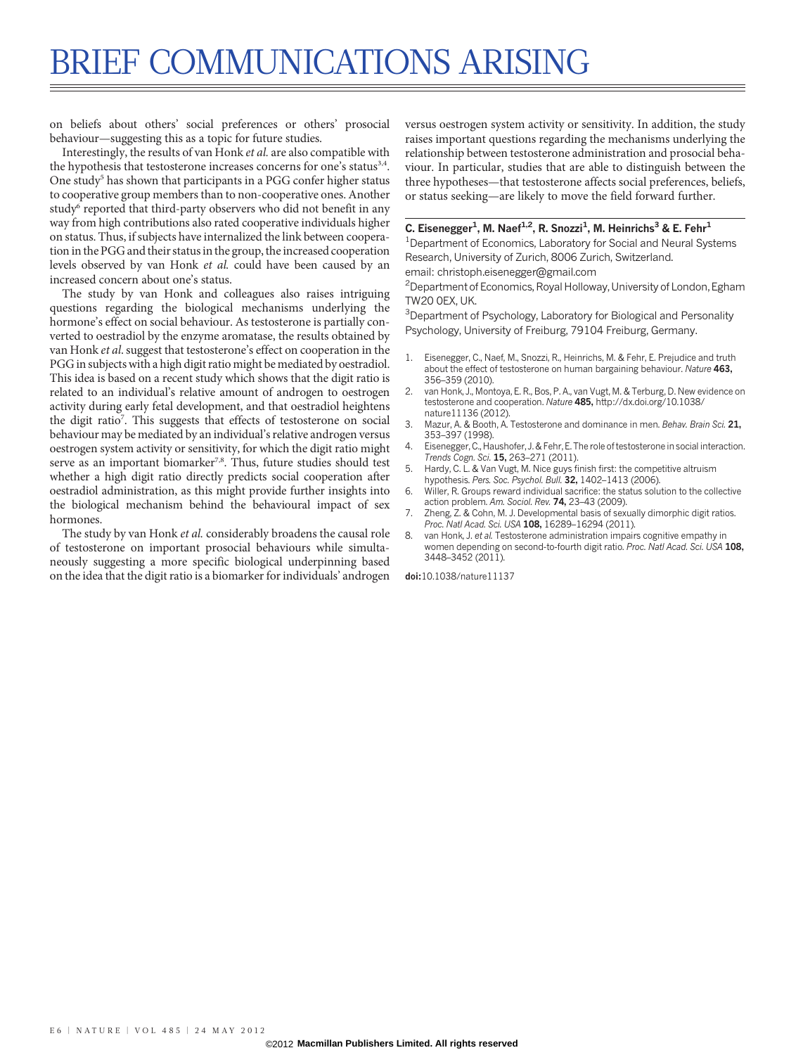on beliefs about others' social preferences or others' prosocial behaviour—suggesting this as a topic for future studies.

Interestingly, the results of van Honk *et al.* are also compatible with the hypothesis that testosterone increases concerns for one's status[3,4]. One study[5] has shown that participants in a PGG confer higher status to cooperative group members than to non-cooperative ones. Another study[6] reported that third-party observers who did not benefit in any way from high contributions also rated cooperative individuals higher on status. Thus, if subjects have internalized the link between cooperation in the PGG and their status in the group, the increased cooperation levels observed by van Honk *et al.* could have been caused by an increased concern about one's status.

The study by van Honk and colleagues also raises intriguing questions regarding the biological mechanisms underlying the hormone's effect on social behaviour. As testosterone is partially converted to oestradiol by the enzyme aromatase, the results obtained by van Honk *et al.* suggest that testosterone's effect on cooperation in the PGG in subjects with a high digit ratio might be mediated by oestradiol. This idea is based on a recent study which shows that the digit ratio is related to an individual's relative amount of androgen to oestrogen activity during early fetal development, and that oestradiol heightens the digit ratio[7]. This suggests that effects of testosterone on social behaviour may be mediated by an individual's relative androgen versus oestrogen system activity or sensitivity, for which the digit ratio might serve as an important biomarker[7,8]. Thus, future studies should test whether a high digit ratio directly predicts social cooperation after oestradiol administration, as this might provide further insights into the biological mechanism behind the behavioural impact of sex hormones.

The study by van Honk *et al.* considerably broadens the causal role of testosterone on important prosocial behaviours while simultaneously suggesting a more specific biological underpinning based on the idea that the digit ratio is a biomarker for individuals' androgen versus oestrogen system activity or sensitivity. In addition, the study raises important questions regarding the mechanisms underlying the relationship between testosterone administration and prosocial behaviour. In particular, studies that are able to distinguish between the three hypotheses—that testosterone affects social preferences, beliefs, or status seeking—are likely to move the field forward further.

**C. Eisenegger[1], M. Naef[1,2], R. Snozzi[1], M. Heinrichs[3] & E. Fehr[1]**

[1]Department of Economics, Laboratory for Social and Neural Systems Research, University of Zurich, 8006 Zurich, Switzerland.
email: christoph.eisenegger@gmail.com

[2]Department of Economics, Royal Holloway, University of London, Egham TW20 0EX, UK.

[3]Department of Psychology, Laboratory for Biological and Personality Psychology, University of Freiburg, 79104 Freiburg, Germany.

1. Eisenegger, C., Naef, M., Snozzi, R., Heinrichs, M. & Fehr, E. Prejudice and truth about the effect of testosterone on human bargaining behaviour. *Nature* **463,** 356–359 (2010).
2. van Honk, J., Montoya, E. R., Bos, P. A., van Vugt, M. & Terburg, D. New evidence on testosterone and cooperation. *Nature* **485,** http://dx.doi.org/10.1038/nature11136 (2012).
3. Mazur, A. & Booth, A. Testosterone and dominance in men. *Behav. Brain Sci.* **21,** 353–397 (1998).
4. Eisenegger, C., Haushofer, J. & Fehr, E. The role of testosterone in social interaction. *Trends Cogn. Sci.* **15,** 263–271 (2011).
5. Hardy, C. L. & Van Vugt, M. Nice guys finish first: the competitive altruism hypothesis. *Pers. Soc. Psychol. Bull.* **32,** 1402–1413 (2006).
6. Willer, R. Groups reward individual sacrifice: the status solution to the collective action problem. *Am. Sociol. Rev.* **74,** 23–43 (2009).
7. Zheng, Z. & Cohn, M. J. Developmental basis of sexually dimorphic digit ratios. *Proc. Natl Acad. Sci. USA* **108,** 16289–16294 (2011).
8. van Honk, J. *et al.* Testosterone administration impairs cognitive empathy in women depending on second-to-fourth digit ratio. *Proc. Natl Acad. Sci. USA* **108,** 3448–3452 (2011).

**doi:**10.1038/nature11137